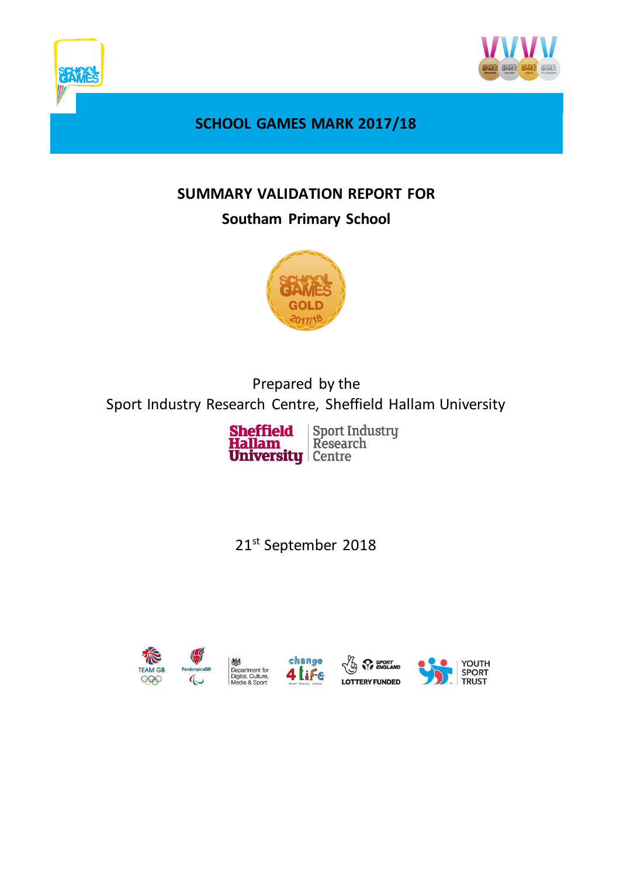# SCHOOL GAMES MARK 2017/18

## SUMMARY VALIDATION REPORT FOR

## Southam Primary School

Prepared by the
Sport Industry Research Centre, Sheffield Hallam University

21st September 2018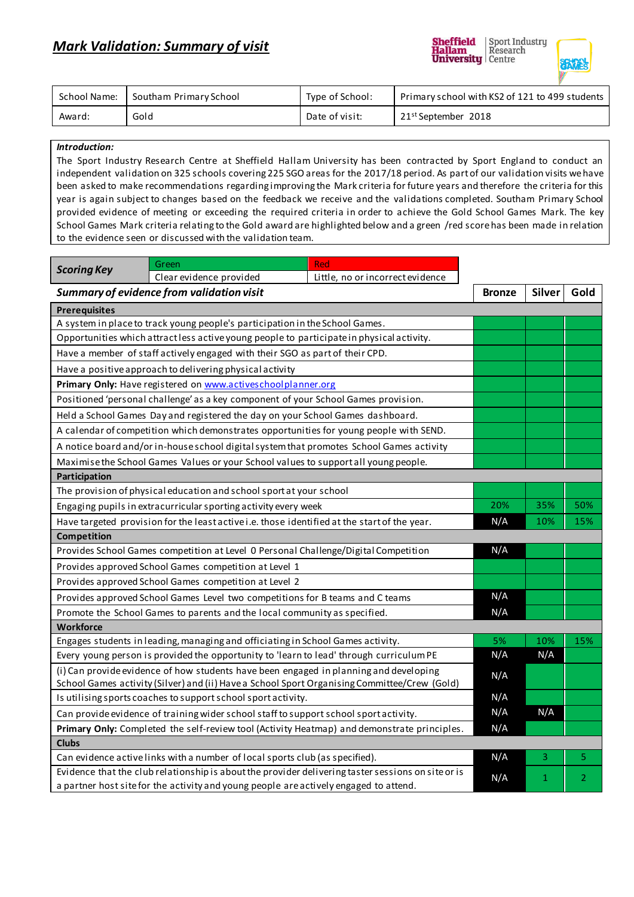# *Mark Validation: Summary of visit*

| School Name: | Southam Primary School | Type of School: | Primary school with KS2 of 121 to 499 students |
|---|---|---|---|
| Award: | Gold | Date of visit: | 21st September 2018 |

***Introduction:***

The Sport Industry Research Centre at Sheffield Hallam University has been contracted by Sport England to conduct an independent validation on 325 schools covering 225 SGO areas for the 2017/18 period. As part of our validation visits we have been asked to make recommendations regarding improving the Mark criteria for future years and therefore the criteria for this year is again subject to changes based on the feedback we receive and the validations completed. Southam Primary School provided evidence of meeting or exceeding the required criteria in order to achieve the Gold School Games Mark. The key School Games Mark criteria relating to the Gold award are highlighted below and a green /red score has been made in relation to the evidence seen or discussed with the validation team.

| ***Scoring Key*** | Green | Red |
|---|---|---|
| | Clear evidence provided | Little, no or incorrect evidence |

| ***Summary of evidence from validation visit*** | Bronze | Silver | Gold |
|---|---|---|---|
| **Prerequisites** | | | |
| A system in place to track young people's participation in the School Games. | | | |
| Opportunities which attract less active young people to participate in physical activity. | | | |
| Have a member of staff actively engaged with their SGO as part of their CPD. | | | |
| Have a positive approach to delivering physical activity | | | |
| **Primary Only:** Have registered on www.activeschoolplanner.org | | | |
| Positioned 'personal challenge' as a key component of your School Games provision. | | | |
| Held a School Games Day and registered the day on your School Games dashboard. | | | |
| A calendar of competition which demonstrates opportunities for young people with SEND. | | | |
| A notice board and/or in-house school digital system that promotes School Games activity | | | |
| Maximise the School Games Values or your School values to support all young people. | | | |
| **Participation** | | | |
| The provision of physical education and school sport at your school | | | |
| Engaging pupils in extracurricular sporting activity every week | 20% | 35% | 50% |
| Have targeted provision for the least active i.e. those identified at the start of the year. | N/A | 10% | 15% |
| **Competition** | | | |
| Provides School Games competition at Level 0 Personal Challenge/Digital Competition | N/A | | |
| Provides approved School Games competition at Level 1 | | | |
| Provides approved School Games competition at Level 2 | | | |
| Provides approved School Games Level two competitions for B teams and C teams | N/A | | |
| Promote the School Games to parents and the local community as specified. | N/A | | |
| **Workforce** | | | |
| Engages students in leading, managing and officiating in School Games activity. | 5% | 10% | 15% |
| Every young person is provided the opportunity to 'learn to lead' through curriculum PE | N/A | N/A | |
| (i) Can provide evidence of how students have been engaged in planning and developing School Games activity (Silver) and (ii) Have a School Sport Organising Committee/Crew (Gold) | N/A | | |
| Is utilising sports coaches to support school sport activity. | N/A | | |
| Can provide evidence of training wider school staff to support school sport activity. | N/A | N/A | |
| **Primary Only:** Completed the self-review tool (Activity Heatmap) and demonstrate principles. | N/A | | |
| **Clubs** | | | |
| Can evidence active links with a number of local sports club (as specified). | N/A | 3 | 5 |
| Evidence that the club relationship is about the provider delivering taster sessions on site or is a partner host site for the activity and young people are actively engaged to attend. | N/A | 1 | 2 |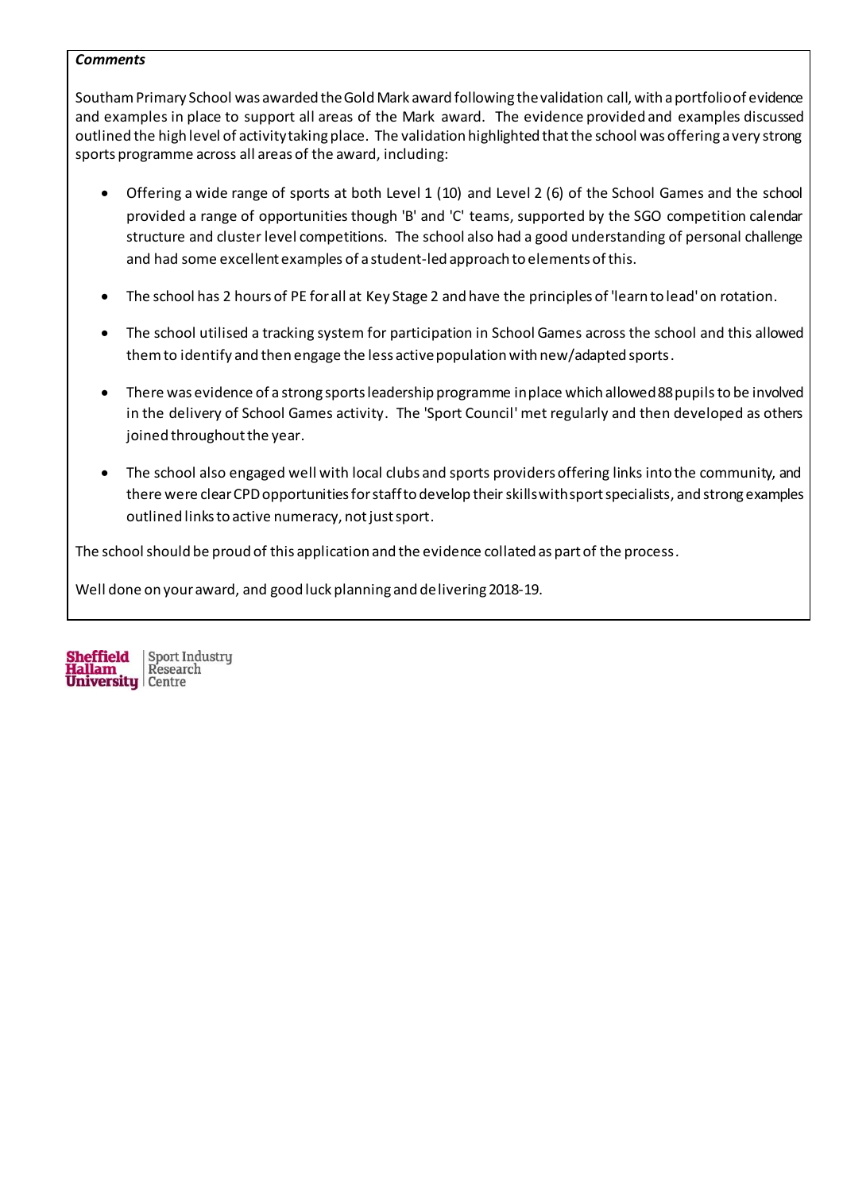***Comments***

Southam Primary School was awarded the Gold Mark award following the validation call, with a portfolio of evidence and examples in place to support all areas of the Mark award. The evidence provided and examples discussed outlined the high level of activity taking place. The validation highlighted that the school was offering a very strong sports programme across all areas of the award, including:

- Offering a wide range of sports at both Level 1 (10) and Level 2 (6) of the School Games and the school provided a range of opportunities though 'B' and 'C' teams, supported by the SGO competition calendar structure and cluster level competitions. The school also had a good understanding of personal challenge and had some excellent examples of a student-led approach to elements of this.

- The school has 2 hours of PE for all at Key Stage 2 and have the principles of 'learn to lead' on rotation.

- The school utilised a tracking system for participation in School Games across the school and this allowed them to identify and then engage the less active population with new/adapted sports.

- There was evidence of a strong sports leadership programme in place which allowed 88 pupils to be involved in the delivery of School Games activity. The 'Sport Council' met regularly and then developed as others joined throughout the year.

- The school also engaged well with local clubs and sports providers offering links into the community, and there were clear CPD opportunities for staff to develop their skills with sport specialists, and strong examples outlined links to active numeracy, not just sport.

The school should be proud of this application and the evidence collated as part of the process.

Well done on your award, and good luck planning and delivering 2018-19.

Sheffield Hallam University | Sport Industry Research Centre